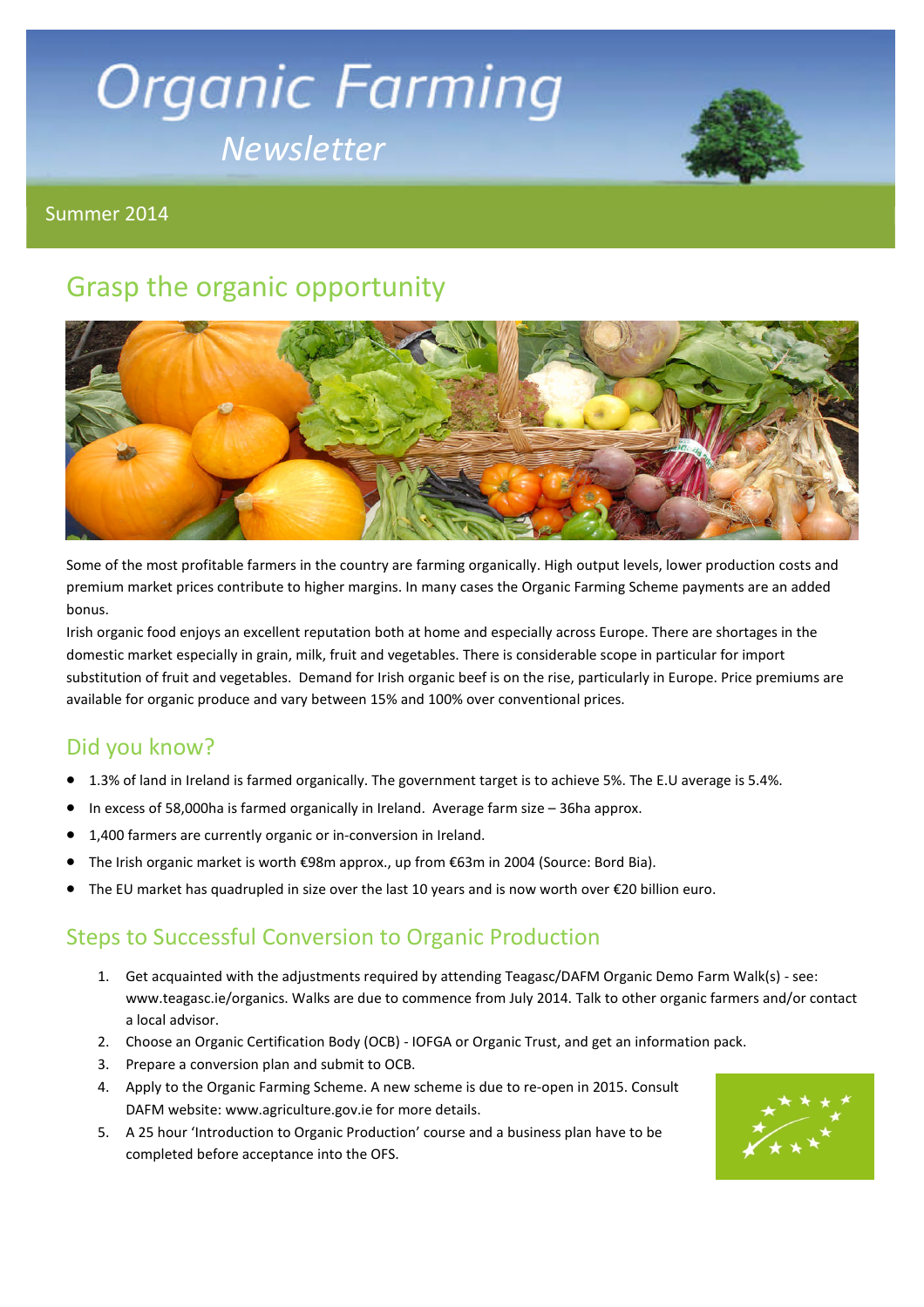# Organic Farming

## Newsletter

Summer 2014

## Grasp the organic opportunity

Some of the most profitable farmers in the country are farming organically. High output levels, lower production costs and premium market prices contribute to higher margins. In many cases the Organic Farming Scheme payments are an added bonus.

Irish organic food enjoys an excellent reputation both at home and especially across Europe. There are shortages in the domestic market especially in grain, milk, fruit and vegetables. There is considerable scope in particular for import substitution of fruit and vegetables. Demand for Irish organic beef is on the rise, particularly in Europe. Price premiums are available for organic produce and vary between 15% and 100% over conventional prices.

## Did you know?

- 1.3% of land in Ireland is farmed organically. The government target is to achieve 5%. The E.U average is 5.4%.
- In excess of 58,000ha is farmed organically in Ireland. Average farm size – 36ha approx.
- 1,400 farmers are currently organic or in-conversion in Ireland.
- The Irish organic market is worth €98m approx., up from €63m in 2004 (Source: Bord Bia).
- The EU market has quadrupled in size over the last 10 years and is now worth over €20 billion euro.

## Steps to Successful Conversion to Organic Production

1. Get acquainted with the adjustments required by attending Teagasc/DAFM Organic Demo Farm Walk(s) - see: www.teagasc.ie/organics. Walks are due to commence from July 2014. Talk to other organic farmers and/or contact a local advisor.
2. Choose an Organic Certification Body (OCB) - IOFGA or Organic Trust, and get an information pack.
3. Prepare a conversion plan and submit to OCB.
4. Apply to the Organic Farming Scheme. A new scheme is due to re-open in 2015. Consult DAFM website: www.agriculture.gov.ie for more details.
5. A 25 hour 'Introduction to Organic Production' course and a business plan have to be completed before acceptance into the OFS.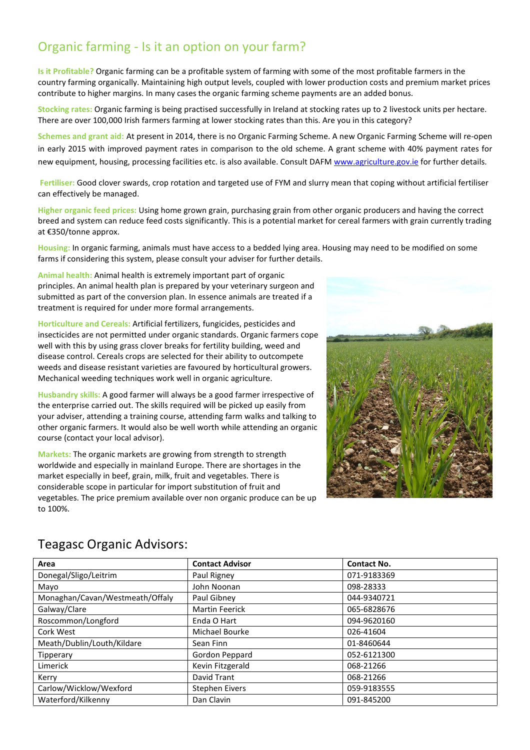# Organic farming - Is it an option on your farm?

**Is it Profitable?** Organic farming can be a profitable system of farming with some of the most profitable farmers in the country farming organically. Maintaining high output levels, coupled with lower production costs and premium market prices contribute to higher margins. In many cases the organic farming scheme payments are an added bonus.

**Stocking rates:** Organic farming is being practised successfully in Ireland at stocking rates up to 2 livestock units per hectare. There are over 100,000 Irish farmers farming at lower stocking rates than this. Are you in this category?

**Schemes and grant aid:** At present in 2014, there is no Organic Farming Scheme. A new Organic Farming Scheme will re-open in early 2015 with improved payment rates in comparison to the old scheme. A grant scheme with 40% payment rates for new equipment, housing, processing facilities etc. is also available. Consult DAFM www.agriculture.gov.ie for further details.

**Fertiliser:** Good clover swards, crop rotation and targeted use of FYM and slurry mean that coping without artificial fertiliser can effectively be managed.

**Higher organic feed prices:** Using home grown grain, purchasing grain from other organic producers and having the correct breed and system can reduce feed costs significantly. This is a potential market for cereal farmers with grain currently trading at €350/tonne approx.

**Housing:** In organic farming, animals must have access to a bedded lying area. Housing may need to be modified on some farms if considering this system, please consult your adviser for further details.

**Animal health:** Animal health is extremely important part of organic principles. An animal health plan is prepared by your veterinary surgeon and submitted as part of the conversion plan. In essence animals are treated if a treatment is required for under more formal arrangements.

**Horticulture and Cereals:** Artificial fertilizers, fungicides, pesticides and insecticides are not permitted under organic standards. Organic farmers cope well with this by using grass clover breaks for fertility building, weed and disease control. Cereals crops are selected for their ability to outcompete weeds and disease resistant varieties are favoured by horticultural growers. Mechanical weeding techniques work well in organic agriculture.

**Husbandry skills:** A good farmer will always be a good farmer irrespective of the enterprise carried out. The skills required will be picked up easily from your adviser, attending a training course, attending farm walks and talking to other organic farmers. It would also be well worth while attending an organic course (contact your local advisor).

**Markets:** The organic markets are growing from strength to strength worldwide and especially in mainland Europe. There are shortages in the market especially in beef, grain, milk, fruit and vegetables. There is considerable scope in particular for import substitution of fruit and vegetables. The price premium available over non organic produce can be up to 100%.

## Teagasc Organic Advisors:

| Area | Contact Advisor | Contact No. |
|---|---|---|
| Donegal/Sligo/Leitrim | Paul Rigney | 071-9183369 |
| Mayo | John Noonan | 098-28333 |
| Monaghan/Cavan/Westmeath/Offaly | Paul Gibney | 044-9340721 |
| Galway/Clare | Martin Feerick | 065-6828676 |
| Roscommon/Longford | Enda O Hart | 094-9620160 |
| Cork West | Michael Bourke | 026-41604 |
| Meath/Dublin/Louth/Kildare | Sean Finn | 01-8460644 |
| Tipperary | Gordon Peppard | 052-6121300 |
| Limerick | Kevin Fitzgerald | 068-21266 |
| Kerry | David Trant | 068-21266 |
| Carlow/Wicklow/Wexford | Stephen Eivers | 059-9183555 |
| Waterford/Kilkenny | Dan Clavin | 091-845200 |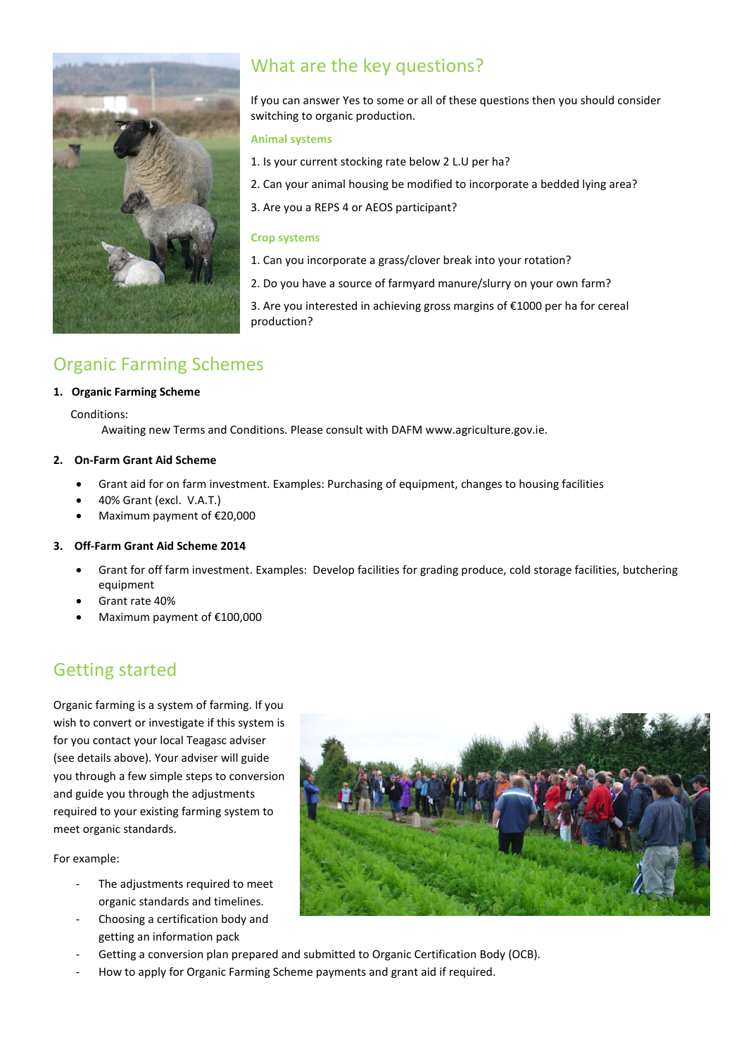## What are the key questions?

If you can answer Yes to some or all of these questions then you should consider switching to organic production.

### Animal systems

1. Is your current stocking rate below 2 L.U per ha?
2. Can your animal housing be modified to incorporate a bedded lying area?
3. Are you a REPS 4 or AEOS participant?

### Crop systems

1. Can you incorporate a grass/clover break into your rotation?
2. Do you have a source of farmyard manure/slurry on your own farm?
3. Are you interested in achieving gross margins of €1000 per ha for cereal production?

## Organic Farming Schemes

1. **Organic Farming Scheme**

   Conditions:

   Awaiting new Terms and Conditions. Please consult with DAFM www.agriculture.gov.ie.

2. **On-Farm Grant Aid Scheme**

   - Grant aid for on farm investment. Examples: Purchasing of equipment, changes to housing facilities
   - 40% Grant (excl. V.A.T.)
   - Maximum payment of €20,000

3. **Off-Farm Grant Aid Scheme 2014**

   - Grant for off farm investment. Examples: Develop facilities for grading produce, cold storage facilities, butchering equipment
   - Grant rate 40%
   - Maximum payment of €100,000

## Getting started

Organic farming is a system of farming. If you wish to convert or investigate if this system is for you contact your local Teagasc adviser (see details above). Your adviser will guide you through a few simple steps to conversion and guide you through the adjustments required to your existing farming system to meet organic standards.

For example:

- The adjustments required to meet organic standards and timelines.
- Choosing a certification body and getting an information pack
- Getting a conversion plan prepared and submitted to Organic Certification Body (OCB).
- How to apply for Organic Farming Scheme payments and grant aid if required.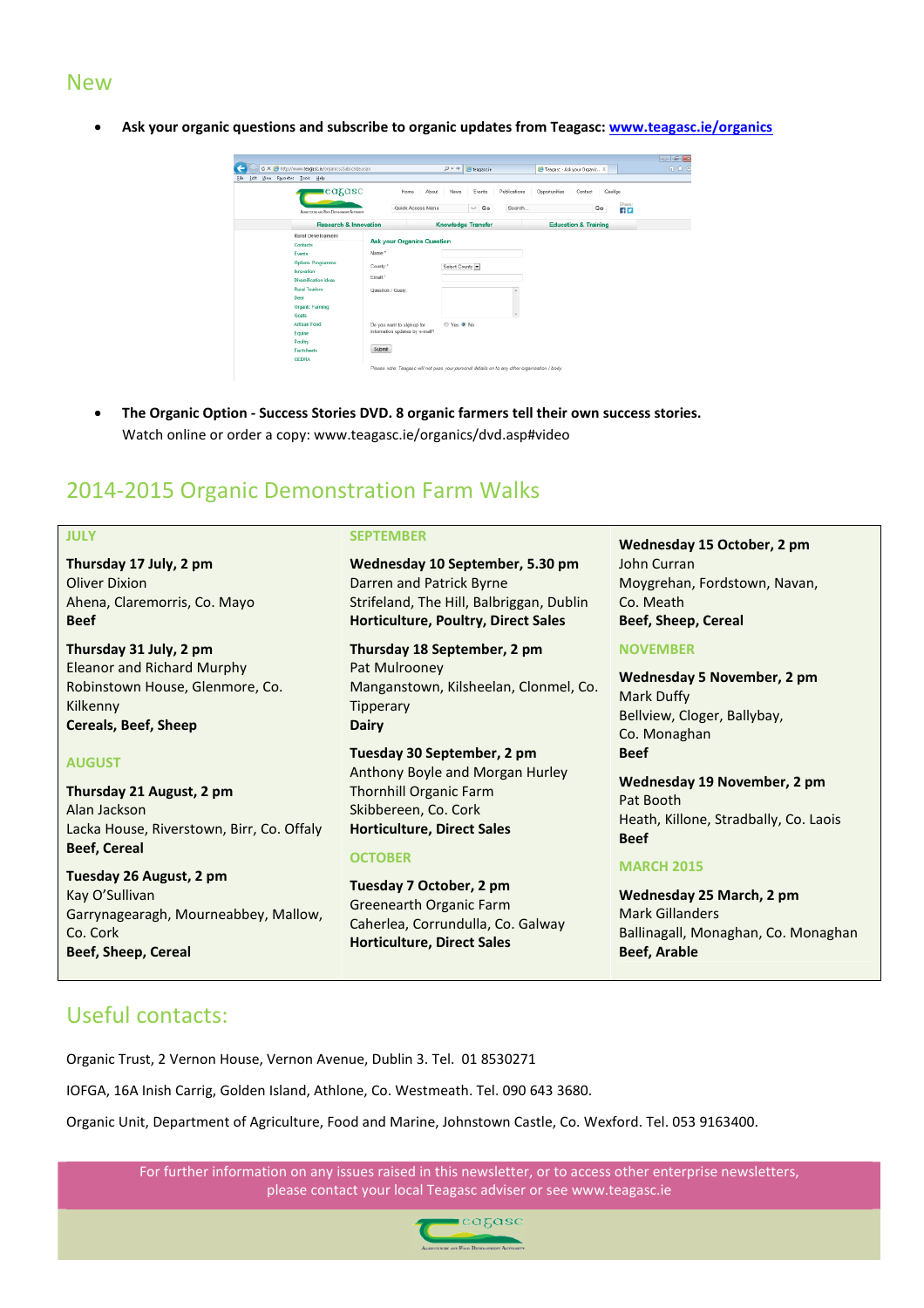## New

- **Ask your organic questions and subscribe to organic updates from Teagasc: [www.teagasc.ie/organics](www.teagasc.ie/organics)**

- **The Organic Option - Success Stories DVD. 8 organic farmers tell their own success stories.** Watch online or order a copy: www.teagasc.ie/organics/dvd.asp#video

## 2014-2015 Organic Demonstration Farm Walks

### JULY

**Thursday 17 July, 2 pm**
Oliver Dixion
Ahena, Claremorris, Co. Mayo
**Beef**

**Thursday 31 July, 2 pm**
Eleanor and Richard Murphy
Robinstown House, Glenmore, Co. Kilkenny
**Cereals, Beef, Sheep**

### AUGUST

**Thursday 21 August, 2 pm**
Alan Jackson
Lacka House, Riverstown, Birr, Co. Offaly
**Beef, Cereal**

**Tuesday 26 August, 2 pm**
Kay O'Sullivan
Garrynagearagh, Mourneabbey, Mallow, Co. Cork
**Beef, Sheep, Cereal**

### SEPTEMBER

**Wednesday 10 September, 5.30 pm**
Darren and Patrick Byrne
Strifeland, The Hill, Balbriggan, Dublin
**Horticulture, Poultry, Direct Sales**

**Thursday 18 September, 2 pm**
Pat Mulrooney
Mangganstown, Kilsheelan, Clonmel, Co. Tipperary
**Dairy**

**Tuesday 30 September, 2 pm**
Anthony Boyle and Morgan Hurley
Thornhill Organic Farm
Skibbereen, Co. Cork
**Horticulture, Direct Sales**

### OCTOBER

**Tuesday 7 October, 2 pm**
Greenearth Organic Farm
Caherlea, Corrundulla, Co. Galway
**Horticulture, Direct Sales**

**Wednesday 15 October, 2 pm**
John Curran
Moygrehan, Fordstown, Navan, Co. Meath
**Beef, Sheep, Cereal**

### NOVEMBER

**Wednesday 5 November, 2 pm**
Mark Duffy
Bellview, Cloger, Ballybay, Co. Monaghan
**Beef**

**Wednesday 19 November, 2 pm**
Pat Booth
Heath, Killone, Stradbally, Co. Laois
**Beef**

### MARCH 2015

**Wednesday 25 March, 2 pm**
Mark Gillanders
Ballinagall, Monaghan, Co. Monaghan
**Beef, Arable**

## Useful contacts:

Organic Trust, 2 Vernon House, Vernon Avenue, Dublin 3. Tel. 01 8530271

IOFGA, 16A Inish Carrig, Golden Island, Athlone, Co. Westmeath. Tel. 090 643 3680.

Organic Unit, Department of Agriculture, Food and Marine, Johnstown Castle, Co. Wexford. Tel. 053 9163400.

For further information on any issues raised in this newsletter, or to access other enterprise newsletters, please contact your local Teagasc adviser or see www.teagasc.ie